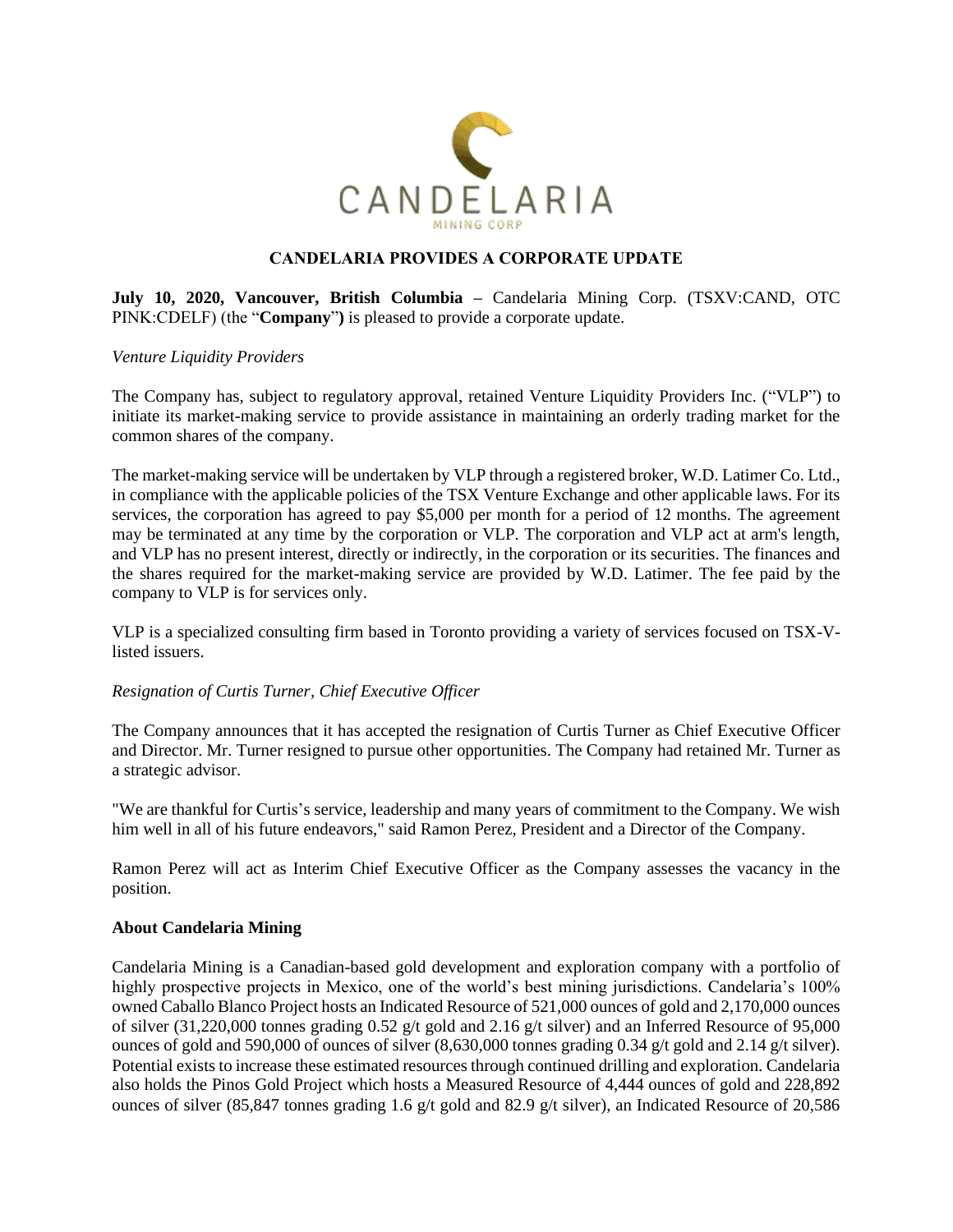CANDELARIA

MINING CORP

**CANDELARIA PROVIDES A CORPORATE UPDATE**

**July 10, 2020, Vancouver, British Columbia** – Candelaria Mining Corp. (TSXV:CAND, OTC PINK:CDELF) (the "**Company**"**)** is pleased to provide a corporate update.

*Venture Liquidity Providers*

The Company has, subject to regulatory approval, retained Venture Liquidity Providers Inc. ("VLP") to initiate its market-making service to provide assistance in maintaining an orderly trading market for the common shares of the company.

The market-making service will be undertaken by VLP through a registered broker, W.D. Latimer Co. Ltd., in compliance with the applicable policies of the TSX Venture Exchange and other applicable laws. For its services, the corporation has agreed to pay $5,000 per month for a period of 12 months. The agreement may be terminated at any time by the corporation or VLP. The corporation and VLP act at arm's length, and VLP has no present interest, directly or indirectly, in the corporation or its securities. The finances and the shares required for the market-making service are provided by W.D. Latimer. The fee paid by the company to VLP is for services only.

VLP is a specialized consulting firm based in Toronto providing a variety of services focused on TSX-V-listed issuers.

*Resignation of Curtis Turner, Chief Executive Officer*

The Company announces that it has accepted the resignation of Curtis Turner as Chief Executive Officer and Director. Mr. Turner resigned to pursue other opportunities. The Company had retained Mr. Turner as a strategic advisor.

"We are thankful for Curtis's service, leadership and many years of commitment to the Company. We wish him well in all of his future endeavors," said Ramon Perez, President and a Director of the Company.

Ramon Perez will act as Interim Chief Executive Officer as the Company assesses the vacancy in the position.

**About Candelaria Mining**

Candelaria Mining is a Canadian-based gold development and exploration company with a portfolio of highly prospective projects in Mexico, one of the world's best mining jurisdictions. Candelaria's 100% owned Caballo Blanco Project hosts an Indicated Resource of 521,000 ounces of gold and 2,170,000 ounces of silver (31,220,000 tonnes grading 0.52 g/t gold and 2.16 g/t silver) and an Inferred Resource of 95,000 ounces of gold and 590,000 of ounces of silver (8,630,000 tonnes grading 0.34 g/t gold and 2.14 g/t silver). Potential exists to increase these estimated resources through continued drilling and exploration. Candelaria also holds the Pinos Gold Project which hosts a Measured Resource of 4,444 ounces of gold and 228,892 ounces of silver (85,847 tonnes grading 1.6 g/t gold and 82.9 g/t silver), an Indicated Resource of 20,586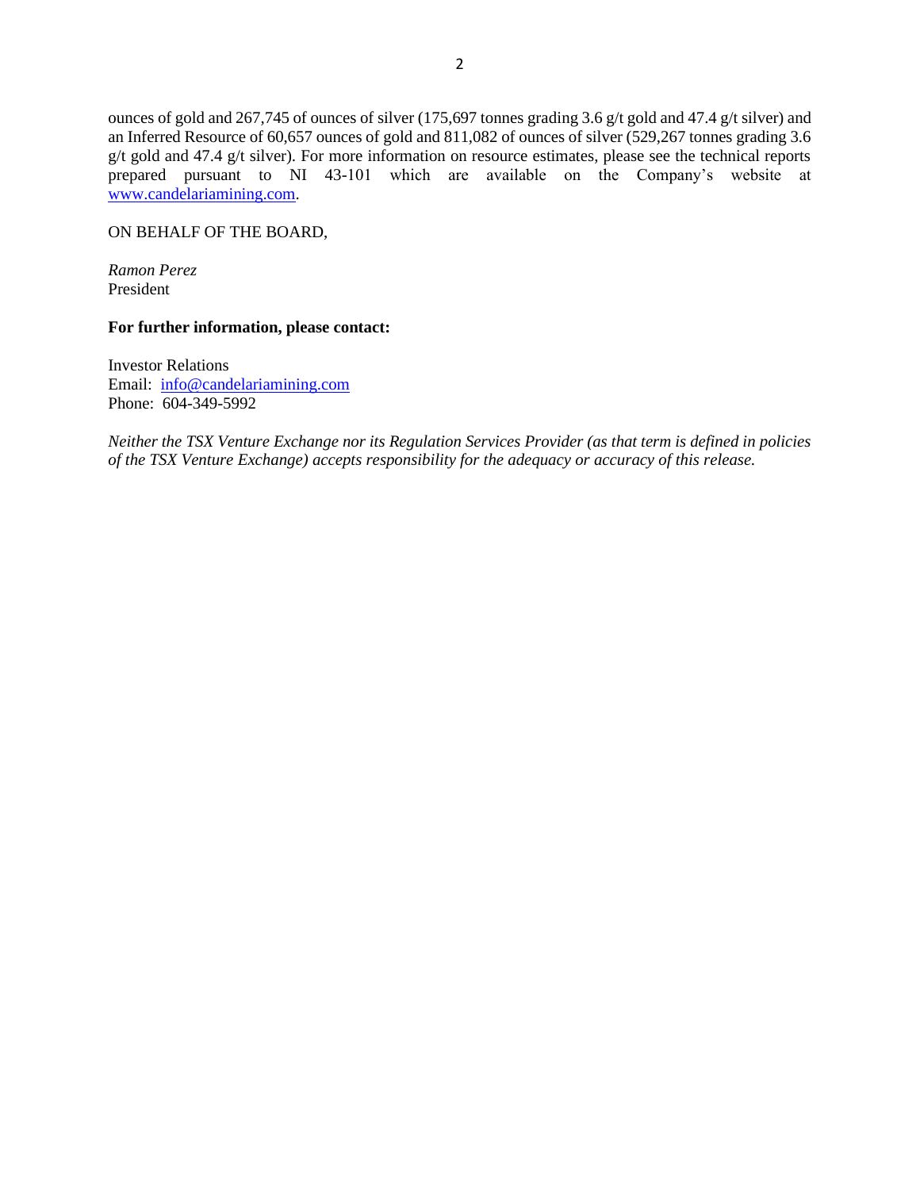ounces of gold and 267,745 of ounces of silver (175,697 tonnes grading 3.6 g/t gold and 47.4 g/t silver) and an Inferred Resource of 60,657 ounces of gold and 811,082 of ounces of silver (529,267 tonnes grading 3.6 g/t gold and 47.4 g/t silver). For more information on resource estimates, please see the technical reports prepared pursuant to NI 43-101 which are available on the Company's website at [www.candelariamining.com](www.candelariamining.com).

ON BEHALF OF THE BOARD,

*Ramon Perez*
President

**For further information, please contact:**

Investor Relations
Email: [info@candelariamining.com](mailto:info@candelariamining.com)
Phone: 604-349-5992

*Neither the TSX Venture Exchange nor its Regulation Services Provider (as that term is defined in policies of the TSX Venture Exchange) accepts responsibility for the adequacy or accuracy of this release.*